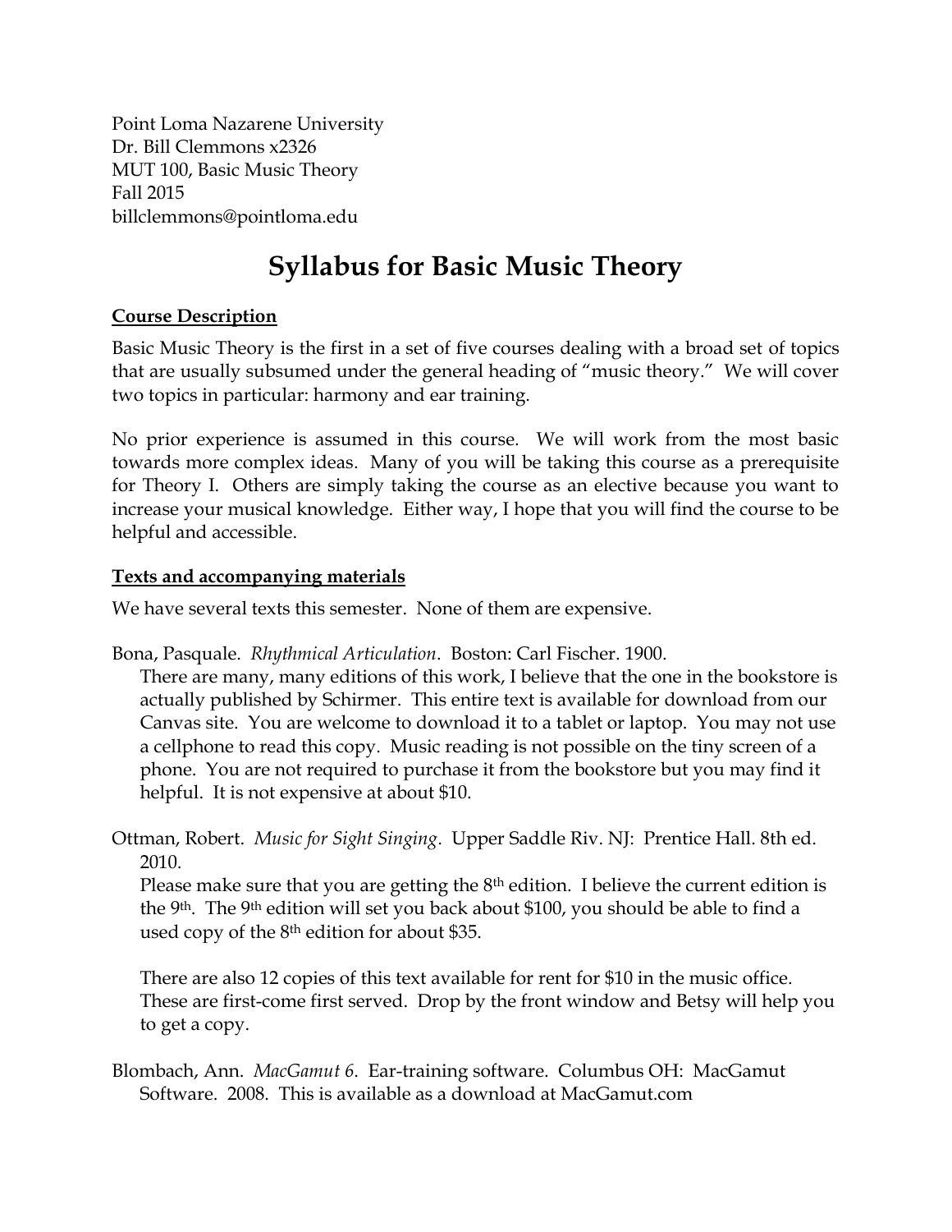Point Loma Nazarene University
Dr. Bill Clemmons x2326
MUT 100, Basic Music Theory
Fall 2015
billclemmons@pointloma.edu

# Syllabus for Basic Music Theory

## Course Description

Basic Music Theory is the first in a set of five courses dealing with a broad set of topics that are usually subsumed under the general heading of "music theory." We will cover two topics in particular: harmony and ear training.

No prior experience is assumed in this course. We will work from the most basic towards more complex ideas. Many of you will be taking this course as a prerequisite for Theory I. Others are simply taking the course as an elective because you want to increase your musical knowledge. Either way, I hope that you will find the course to be helpful and accessible.

## Texts and accompanying materials

We have several texts this semester. None of them are expensive.

Bona, Pasquale. *Rhythmical Articulation*. Boston: Carl Fischer. 1900.
There are many, many editions of this work, I believe that the one in the bookstore is actually published by Schirmer. This entire text is available for download from our Canvas site. You are welcome to download it to a tablet or laptop. You may not use a cellphone to read this copy. Music reading is not possible on the tiny screen of a phone. You are not required to purchase it from the bookstore but you may find it helpful. It is not expensive at about $10.

Ottman, Robert. *Music for Sight Singing*. Upper Saddle Riv. NJ: Prentice Hall. 8th ed. 2010.
Please make sure that you are getting the 8th edition. I believe the current edition is the 9th. The 9th edition will set you back about $100, you should be able to find a used copy of the 8th edition for about $35.

There are also 12 copies of this text available for rent for $10 in the music office. These are first-come first served. Drop by the front window and Betsy will help you to get a copy.

Blombach, Ann. *MacGamut 6*. Ear-training software. Columbus OH: MacGamut Software. 2008. This is available as a download at MacGamut.com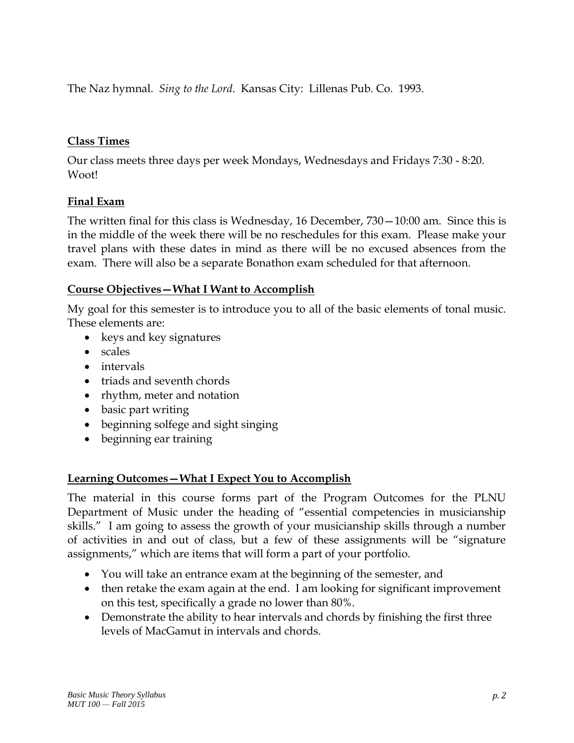The Naz hymnal. *Sing to the Lord*. Kansas City: Lillenas Pub. Co. 1993.

**Class Times**

Our class meets three days per week Mondays, Wednesdays and Fridays 7:30 - 8:20. Woot!

**Final Exam**

The written final for this class is Wednesday, 16 December, 730—10:00 am. Since this is in the middle of the week there will be no reschedules for this exam. Please make your travel plans with these dates in mind as there will be no excused absences from the exam. There will also be a separate Bonathon exam scheduled for that afternoon.

**Course Objectives—What I Want to Accomplish**

My goal for this semester is to introduce you to all of the basic elements of tonal music. These elements are:

- keys and key signatures
- scales
- intervals
- triads and seventh chords
- rhythm, meter and notation
- basic part writing
- beginning solfege and sight singing
- beginning ear training

**Learning Outcomes—What I Expect You to Accomplish**

The material in this course forms part of the Program Outcomes for the PLNU Department of Music under the heading of "essential competencies in musicianship skills." I am going to assess the growth of your musicianship skills through a number of activities in and out of class, but a few of these assignments will be "signature assignments," which are items that will form a part of your portfolio.

- You will take an entrance exam at the beginning of the semester, and
- then retake the exam again at the end. I am looking for significant improvement on this test, specifically a grade no lower than 80%.
- Demonstrate the ability to hear intervals and chords by finishing the first three levels of MacGamut in intervals and chords.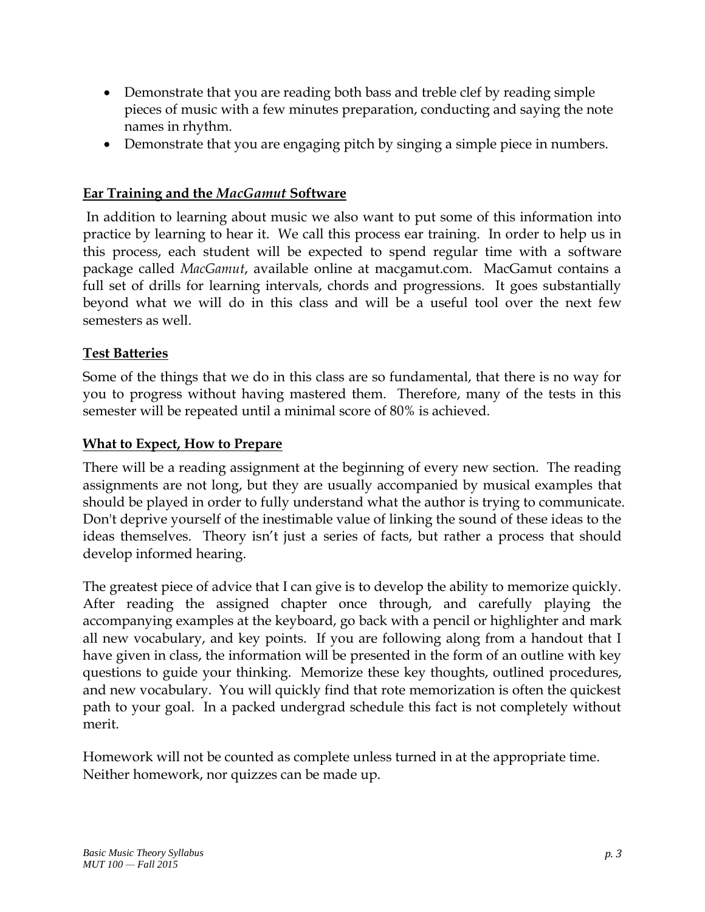- Demonstrate that you are reading both bass and treble clef by reading simple pieces of music with a few minutes preparation, conducting and saying the note names in rhythm.
- Demonstrate that you are engaging pitch by singing a simple piece in numbers.

## Ear Training and the *MacGamut* Software

In addition to learning about music we also want to put some of this information into practice by learning to hear it. We call this process ear training. In order to help us in this process, each student will be expected to spend regular time with a software package called *MacGamut*, available online at macgamut.com. MacGamut contains a full set of drills for learning intervals, chords and progressions. It goes substantially beyond what we will do in this class and will be a useful tool over the next few semesters as well.

## Test Batteries

Some of the things that we do in this class are so fundamental, that there is no way for you to progress without having mastered them. Therefore, many of the tests in this semester will be repeated until a minimal score of 80% is achieved.

## What to Expect, How to Prepare

There will be a reading assignment at the beginning of every new section. The reading assignments are not long, but they are usually accompanied by musical examples that should be played in order to fully understand what the author is trying to communicate. Don't deprive yourself of the inestimable value of linking the sound of these ideas to the ideas themselves. Theory isn’t just a series of facts, but rather a process that should develop informed hearing.

The greatest piece of advice that I can give is to develop the ability to memorize quickly. After reading the assigned chapter once through, and carefully playing the accompanying examples at the keyboard, go back with a pencil or highlighter and mark all new vocabulary, and key points. If you are following along from a handout that I have given in class, the information will be presented in the form of an outline with key questions to guide your thinking. Memorize these key thoughts, outlined procedures, and new vocabulary. You will quickly find that rote memorization is often the quickest path to your goal. In a packed undergrad schedule this fact is not completely without merit.

Homework will not be counted as complete unless turned in at the appropriate time. Neither homework, nor quizzes can be made up.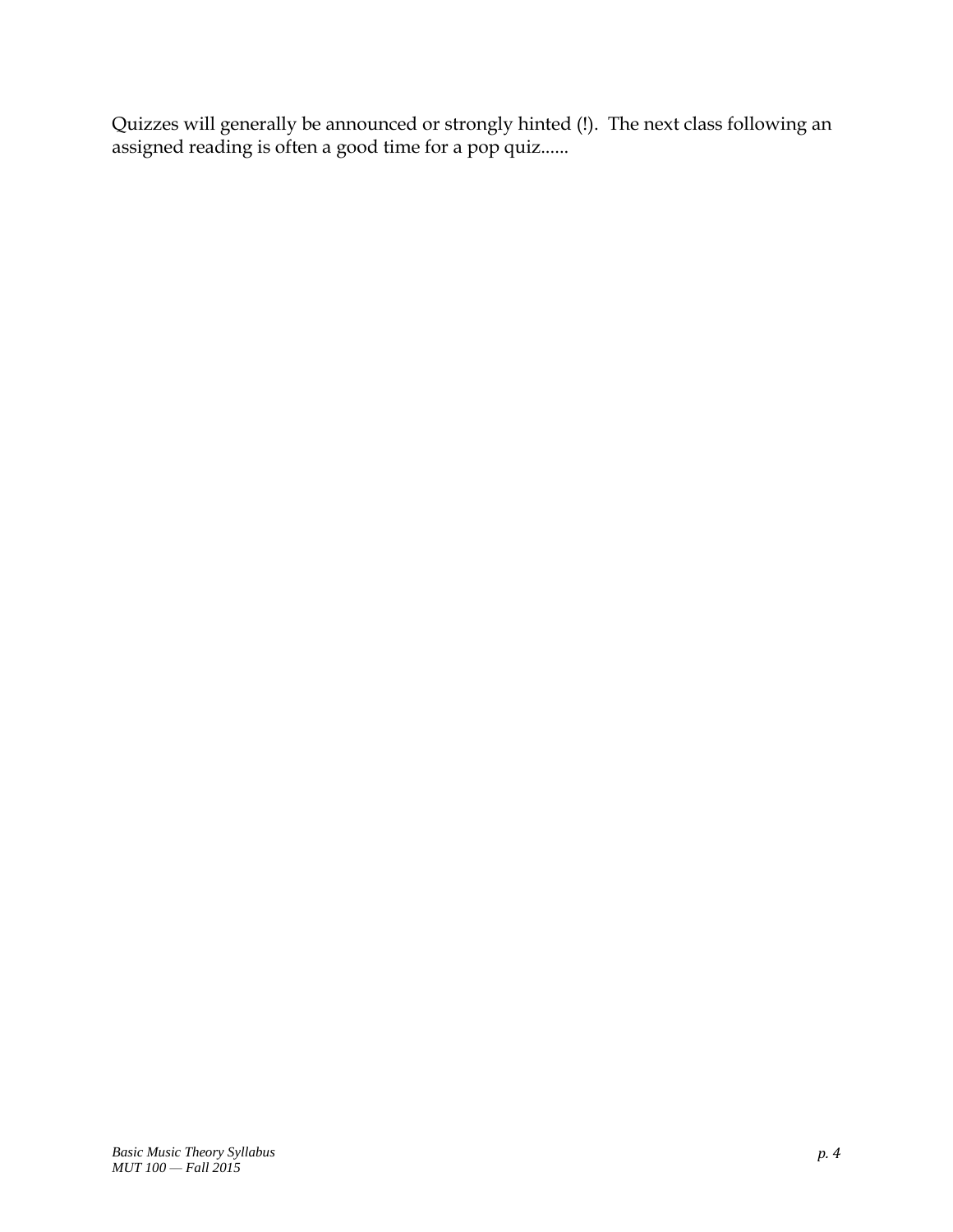Quizzes will generally be announced or strongly hinted (!). The next class following an assigned reading is often a good time for a pop quiz......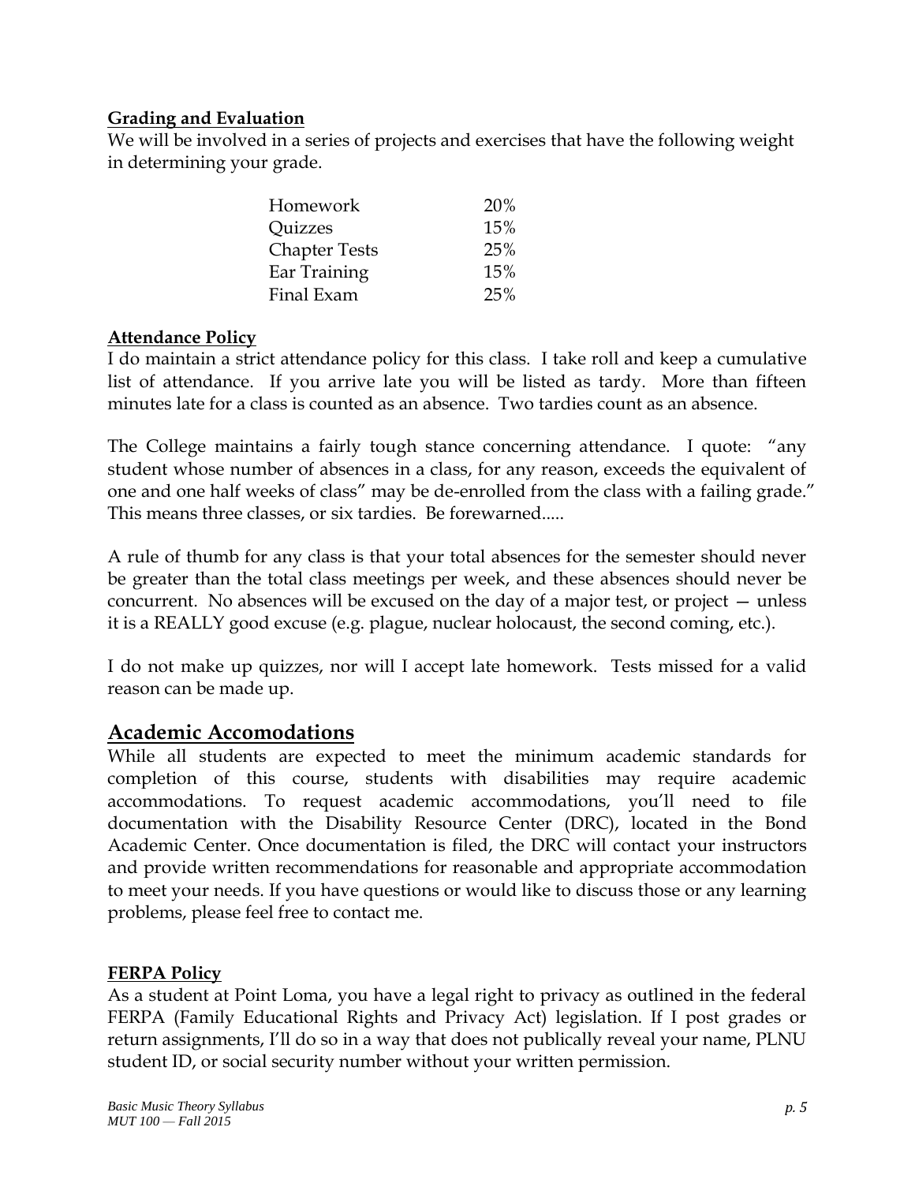**Grading and Evaluation**

We will be involved in a series of projects and exercises that have the following weight in determining your grade.

| | |
|---|---|
| Homework | 20% |
| Quizzes | 15% |
| Chapter Tests | 25% |
| Ear Training | 15% |
| Final Exam | 25% |

**Attendance Policy**

I do maintain a strict attendance policy for this class. I take roll and keep a cumulative list of attendance. If you arrive late you will be listed as tardy. More than fifteen minutes late for a class is counted as an absence. Two tardies count as an absence.

The College maintains a fairly tough stance concerning attendance. I quote: "any student whose number of absences in a class, for any reason, exceeds the equivalent of one and one half weeks of class" may be de-enrolled from the class with a failing grade." This means three classes, or six tardies. Be forewarned.....

A rule of thumb for any class is that your total absences for the semester should never be greater than the total class meetings per week, and these absences should never be concurrent. No absences will be excused on the day of a major test, or project — unless it is a REALLY good excuse (e.g. plague, nuclear holocaust, the second coming, etc.).

I do not make up quizzes, nor will I accept late homework. Tests missed for a valid reason can be made up.

## Academic Accomodations

While all students are expected to meet the minimum academic standards for completion of this course, students with disabilities may require academic accommodations. To request academic accommodations, you'll need to file documentation with the Disability Resource Center (DRC), located in the Bond Academic Center. Once documentation is filed, the DRC will contact your instructors and provide written recommendations for reasonable and appropriate accommodation to meet your needs. If you have questions or would like to discuss those or any learning problems, please feel free to contact me.

**FERPA Policy**

As a student at Point Loma, you have a legal right to privacy as outlined in the federal FERPA (Family Educational Rights and Privacy Act) legislation. If I post grades or return assignments, I'll do so in a way that does not publically reveal your name, PLNU student ID, or social security number without your written permission.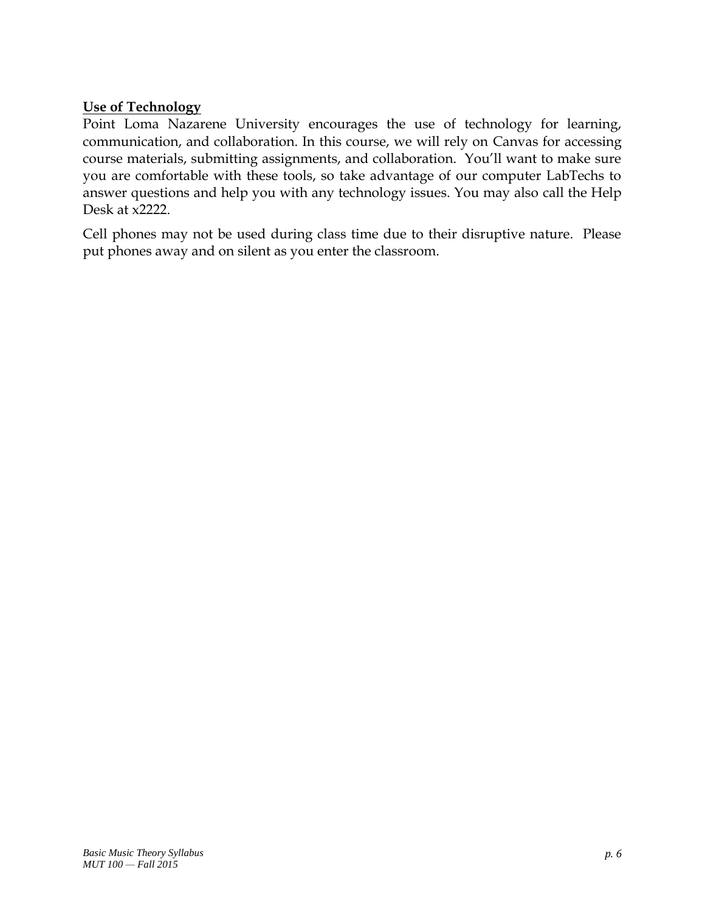**Use of Technology**

Point Loma Nazarene University encourages the use of technology for learning, communication, and collaboration. In this course, we will rely on Canvas for accessing course materials, submitting assignments, and collaboration. You'll want to make sure you are comfortable with these tools, so take advantage of our computer LabTechs to answer questions and help you with any technology issues. You may also call the Help Desk at x2222.

Cell phones may not be used during class time due to their disruptive nature. Please put phones away and on silent as you enter the classroom.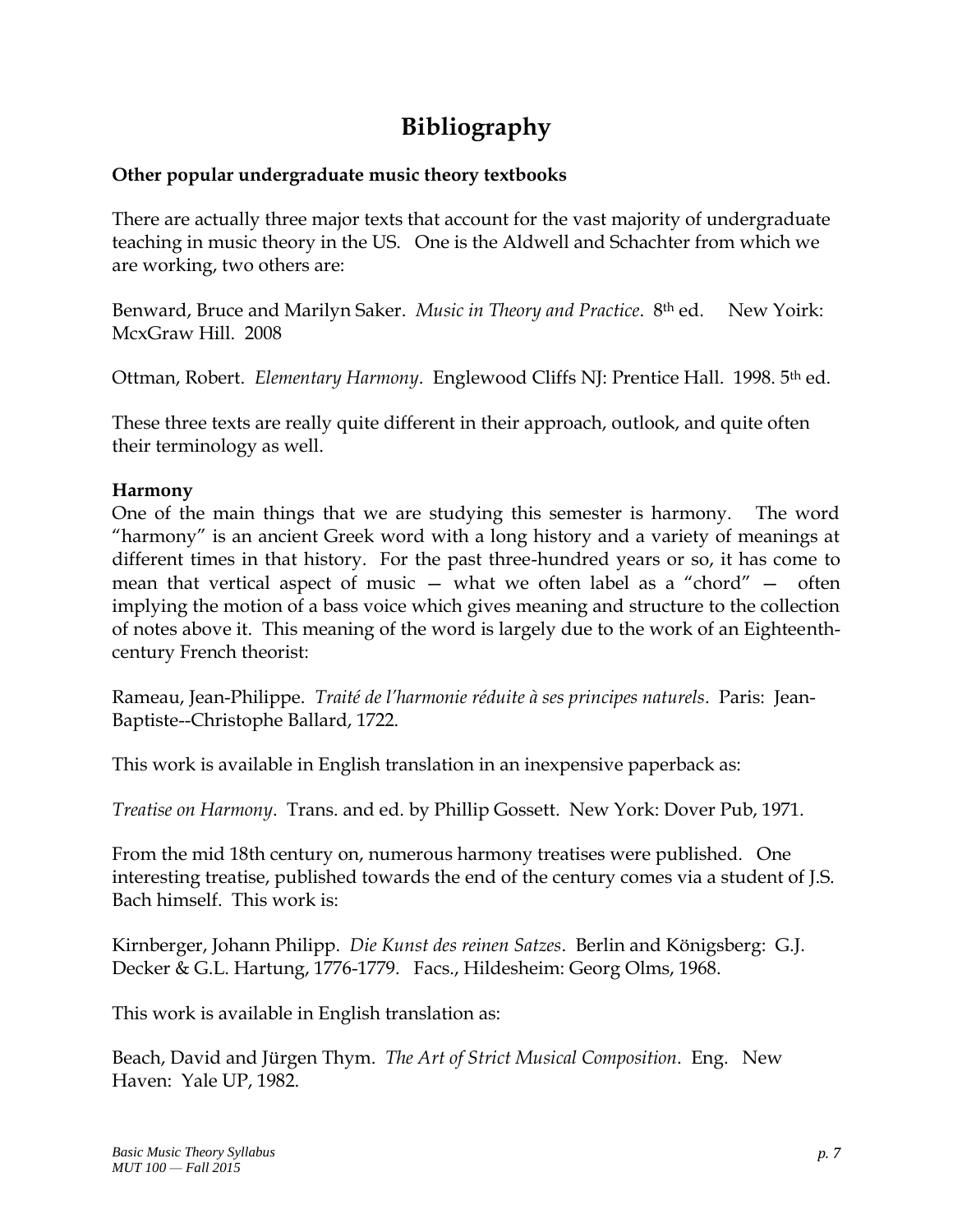# Bibliography

**Other popular undergraduate music theory textbooks**

There are actually three major texts that account for the vast majority of undergraduate teaching in music theory in the US. One is the Aldwell and Schachter from which we are working, two others are:

Benward, Bruce and Marilyn Saker. *Music in Theory and Practice*. 8th ed. New Yoirk: McxGraw Hill. 2008

Ottman, Robert. *Elementary Harmony*. Englewood Cliffs NJ: Prentice Hall. 1998. 5th ed.

These three texts are really quite different in their approach, outlook, and quite often their terminology as well.

**Harmony**

One of the main things that we are studying this semester is harmony. The word "harmony" is an ancient Greek word with a long history and a variety of meanings at different times in that history. For the past three-hundred years or so, it has come to mean that vertical aspect of music — what we often label as a "chord" — often implying the motion of a bass voice which gives meaning and structure to the collection of notes above it. This meaning of the word is largely due to the work of an Eighteenth-century French theorist:

Rameau, Jean-Philippe. *Traité de l'harmonie réduite à ses principes naturels*. Paris: Jean-Baptiste--Christophe Ballard, 1722.

This work is available in English translation in an inexpensive paperback as:

*Treatise on Harmony*. Trans. and ed. by Phillip Gossett. New York: Dover Pub, 1971.

From the mid 18th century on, numerous harmony treatises were published. One interesting treatise, published towards the end of the century comes via a student of J.S. Bach himself. This work is:

Kirnberger, Johann Philipp. *Die Kunst des reinen Satzes*. Berlin and Königsberg: G.J. Decker & G.L. Hartung, 1776-1779. Facs., Hildesheim: Georg Olms, 1968.

This work is available in English translation as:

Beach, David and Jürgen Thym. *The Art of Strict Musical Composition*. Eng. New Haven: Yale UP, 1982.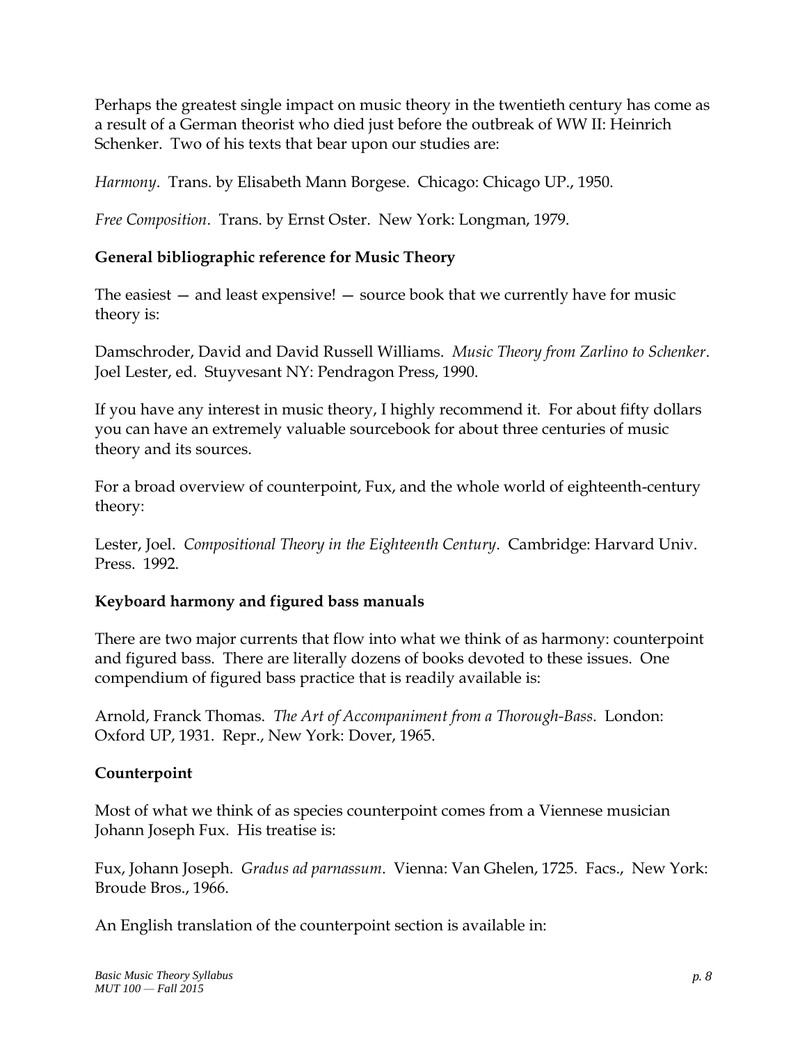Perhaps the greatest single impact on music theory in the twentieth century has come as a result of a German theorist who died just before the outbreak of WW II: Heinrich Schenker. Two of his texts that bear upon our studies are:

*Harmony*. Trans. by Elisabeth Mann Borgese. Chicago: Chicago UP., 1950.

*Free Composition*. Trans. by Ernst Oster. New York: Longman, 1979.

**General bibliographic reference for Music Theory**

The easiest — and least expensive! — source book that we currently have for music theory is:

Damschroder, David and David Russell Williams. *Music Theory from Zarlino to Schenker*. Joel Lester, ed. Stuyvesant NY: Pendragon Press, 1990.

If you have any interest in music theory, I highly recommend it. For about fifty dollars you can have an extremely valuable sourcebook for about three centuries of music theory and its sources.

For a broad overview of counterpoint, Fux, and the whole world of eighteenth-century theory:

Lester, Joel. *Compositional Theory in the Eighteenth Century*. Cambridge: Harvard Univ. Press. 1992.

**Keyboard harmony and figured bass manuals**

There are two major currents that flow into what we think of as harmony: counterpoint and figured bass. There are literally dozens of books devoted to these issues. One compendium of figured bass practice that is readily available is:

Arnold, Franck Thomas. *The Art of Accompaniment from a Thorough-Bass*. London: Oxford UP, 1931. Repr., New York: Dover, 1965.

**Counterpoint**

Most of what we think of as species counterpoint comes from a Viennese musician Johann Joseph Fux. His treatise is:

Fux, Johann Joseph. *Gradus ad parnassum*. Vienna: Van Ghelen, 1725. Facs., New York: Broude Bros., 1966.

An English translation of the counterpoint section is available in: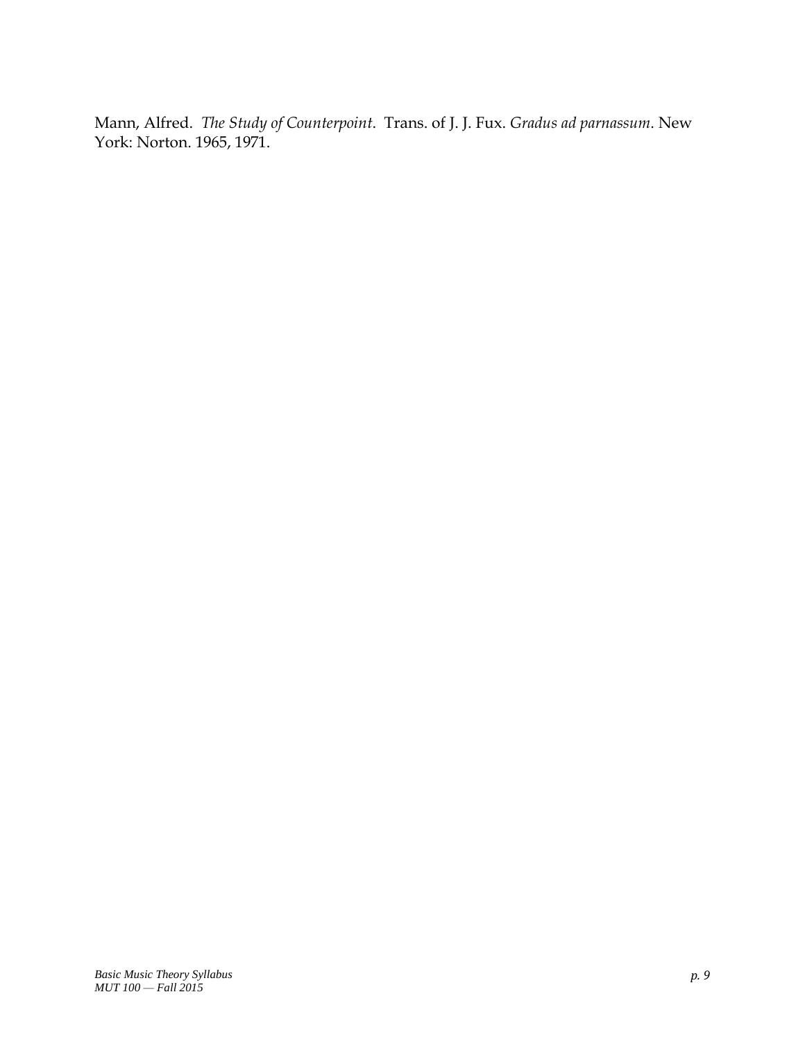Mann, Alfred. *The Study of Counterpoint*. Trans. of J. J. Fux. *Gradus ad parnassum*. New York: Norton. 1965, 1971.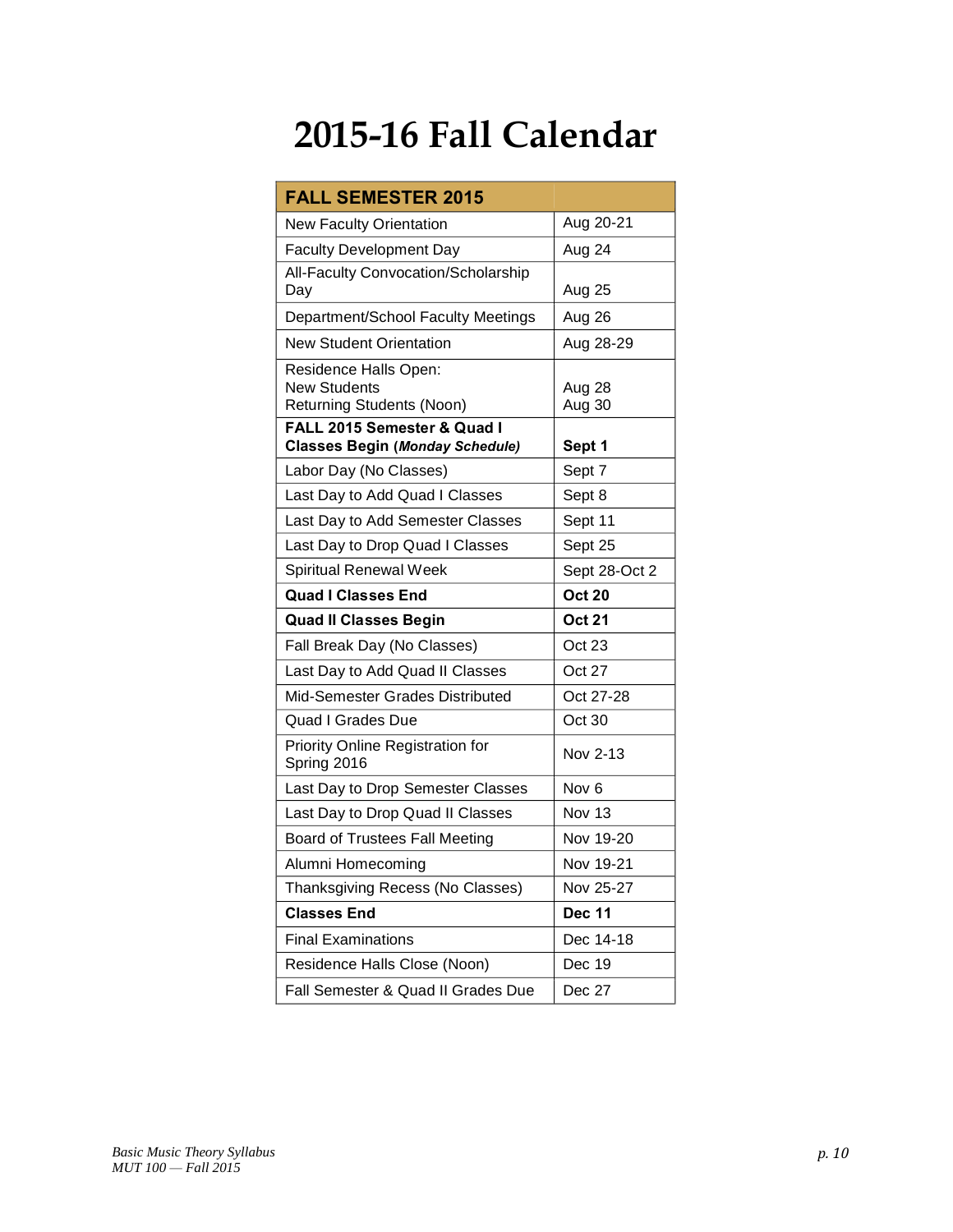# 2015-16 Fall Calendar

| FALL SEMESTER 2015 | |
|---|---|
| New Faculty Orientation | Aug 20-21 |
| Faculty Development Day | Aug 24 |
| All-Faculty Convocation/Scholarship Day | Aug 25 |
| Department/School Faculty Meetings | Aug 26 |
| New Student Orientation | Aug 28-29 |
| Residence Halls Open:<br>New Students<br>Returning Students (Noon) | <br>Aug 28<br>Aug 30 |
| **FALL 2015 Semester & Quad I Classes Begin (*Monday Schedule*)** | **Sept 1** |
| Labor Day (No Classes) | Sept 7 |
| Last Day to Add Quad I Classes | Sept 8 |
| Last Day to Add Semester Classes | Sept 11 |
| Last Day to Drop Quad I Classes | Sept 25 |
| Spiritual Renewal Week | Sept 28-Oct 2 |
| **Quad I Classes End** | **Oct 20** |
| **Quad II Classes Begin** | **Oct 21** |
| Fall Break Day (No Classes) | Oct 23 |
| Last Day to Add Quad II Classes | Oct 27 |
| Mid-Semester Grades Distributed | Oct 27-28 |
| Quad I Grades Due | Oct 30 |
| Priority Online Registration for Spring 2016 | Nov 2-13 |
| Last Day to Drop Semester Classes | Nov 6 |
| Last Day to Drop Quad II Classes | Nov 13 |
| Board of Trustees Fall Meeting | Nov 19-20 |
| Alumni Homecoming | Nov 19-21 |
| Thanksgiving Recess (No Classes) | Nov 25-27 |
| **Classes End** | **Dec 11** |
| Final Examinations | Dec 14-18 |
| Residence Halls Close (Noon) | Dec 19 |
| Fall Semester & Quad II Grades Due | Dec 27 |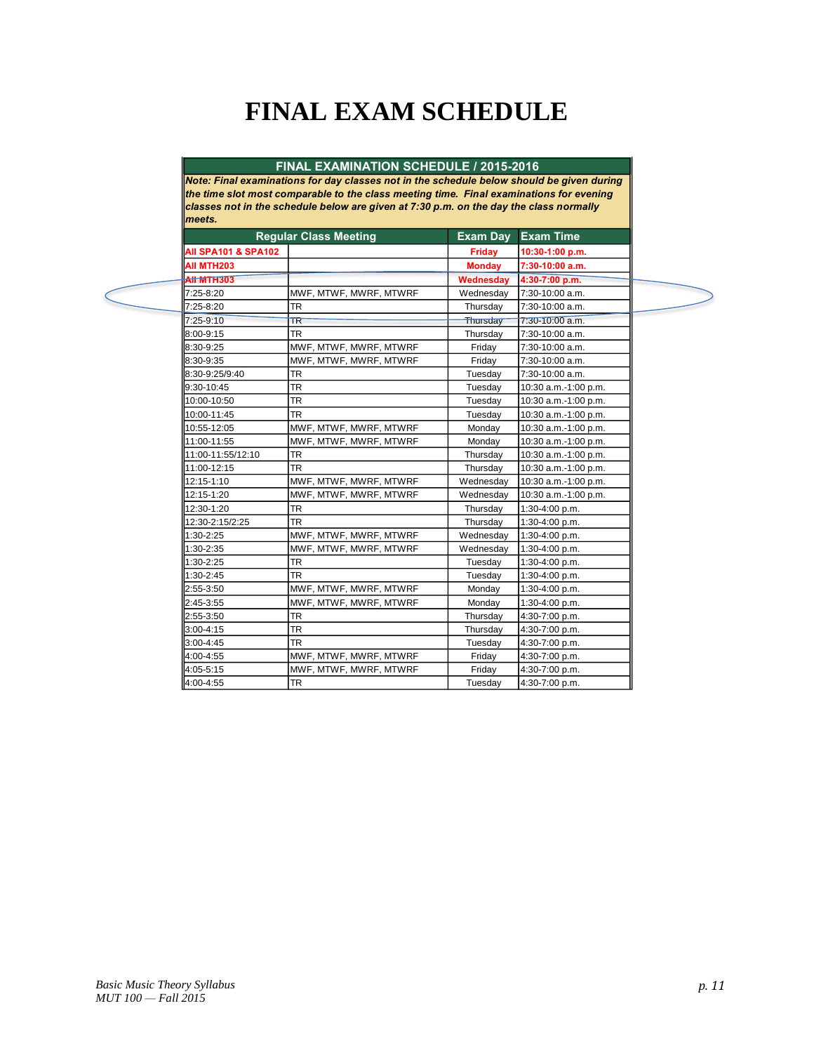# FINAL EXAM SCHEDULE

| FINAL EXAMINATION SCHEDULE / 2015-2016 | | | |
|---|---|---|---|
| *Note: Final examinations for day classes not in the schedule below should be given during the time slot most comparable to the class meeting time. Final examinations for evening classes not in the schedule below are given at 7:30 p.m. on the day the class normally meets.* | | | |
| **Regular Class Meeting** | | **Exam Day** | **Exam Time** |
| **All SPA101 & SPA102** | | **Friday** | **10:30-1:00 p.m.** |
| **All MTH203** | | **Monday** | **7:30-10:00 a.m.** |
| **All MTH303** | | **Wednesday** | **4:30-7:00 p.m.** |
| 7:25-8:20 | MWF, MTWF, MWRF, MTWRF | Wednesday | 7:30-10:00 a.m. |
| 7:25-8:20 | TR | Thursday | 7:30-10:00 a.m. |
| 7:25-9:10 | TR | Thursday | 7:30-10:00 a.m. |
| 8:00-9:15 | TR | Thursday | 7:30-10:00 a.m. |
| 8:30-9:25 | MWF, MTWF, MWRF, MTWRF | Friday | 7:30-10:00 a.m. |
| 8:30-9:35 | MWF, MTWF, MWRF, MTWRF | Friday | 7:30-10:00 a.m. |
| 8:30-9:25/9:40 | TR | Tuesday | 7:30-10:00 a.m. |
| 9:30-10:45 | TR | Tuesday | 10:30 a.m.-1:00 p.m. |
| 10:00-10:50 | TR | Tuesday | 10:30 a.m.-1:00 p.m. |
| 10:00-11:45 | TR | Tuesday | 10:30 a.m.-1:00 p.m. |
| 10:55-12:05 | MWF, MTWF, MWRF, MTWRF | Monday | 10:30 a.m.-1:00 p.m. |
| 11:00-11:55 | MWF, MTWF, MWRF, MTWRF | Monday | 10:30 a.m.-1:00 p.m. |
| 11:00-11:55/12:10 | TR | Thursday | 10:30 a.m.-1:00 p.m. |
| 11:00-12:15 | TR | Thursday | 10:30 a.m.-1:00 p.m. |
| 12:15-1:10 | MWF, MTWF, MWRF, MTWRF | Wednesday | 10:30 a.m.-1:00 p.m. |
| 12:15-1:20 | MWF, MTWF, MWRF, MTWRF | Wednesday | 10:30 a.m.-1:00 p.m. |
| 12:30-1:20 | TR | Thursday | 1:30-4:00 p.m. |
| 12:30-2:15/2:25 | TR | Thursday | 1:30-4:00 p.m. |
| 1:30-2:25 | MWF, MTWF, MWRF, MTWRF | Wednesday | 1:30-4:00 p.m. |
| 1:30-2:35 | MWF, MTWF, MWRF, MTWRF | Wednesday | 1:30-4:00 p.m. |
| 1:30-2:25 | TR | Tuesday | 1:30-4:00 p.m. |
| 1:30-2:45 | TR | Tuesday | 1:30-4:00 p.m. |
| 2:55-3:50 | MWF, MTWF, MWRF, MTWRF | Monday | 1:30-4:00 p.m. |
| 2:45-3:55 | MWF, MTWF, MWRF, MTWRF | Monday | 1:30-4:00 p.m. |
| 2:55-3:50 | TR | Thursday | 4:30-7:00 p.m. |
| 3:00-4:15 | TR | Thursday | 4:30-7:00 p.m. |
| 3:00-4:45 | TR | Tuesday | 4:30-7:00 p.m. |
| 4:00-4:55 | MWF, MTWF, MWRF, MTWRF | Friday | 4:30-7:00 p.m. |
| 4:05-5:15 | MWF, MTWF, MWRF, MTWRF | Friday | 4:30-7:00 p.m. |
| 4:00-4:55 | TR | Tuesday | 4:30-7:00 p.m. |